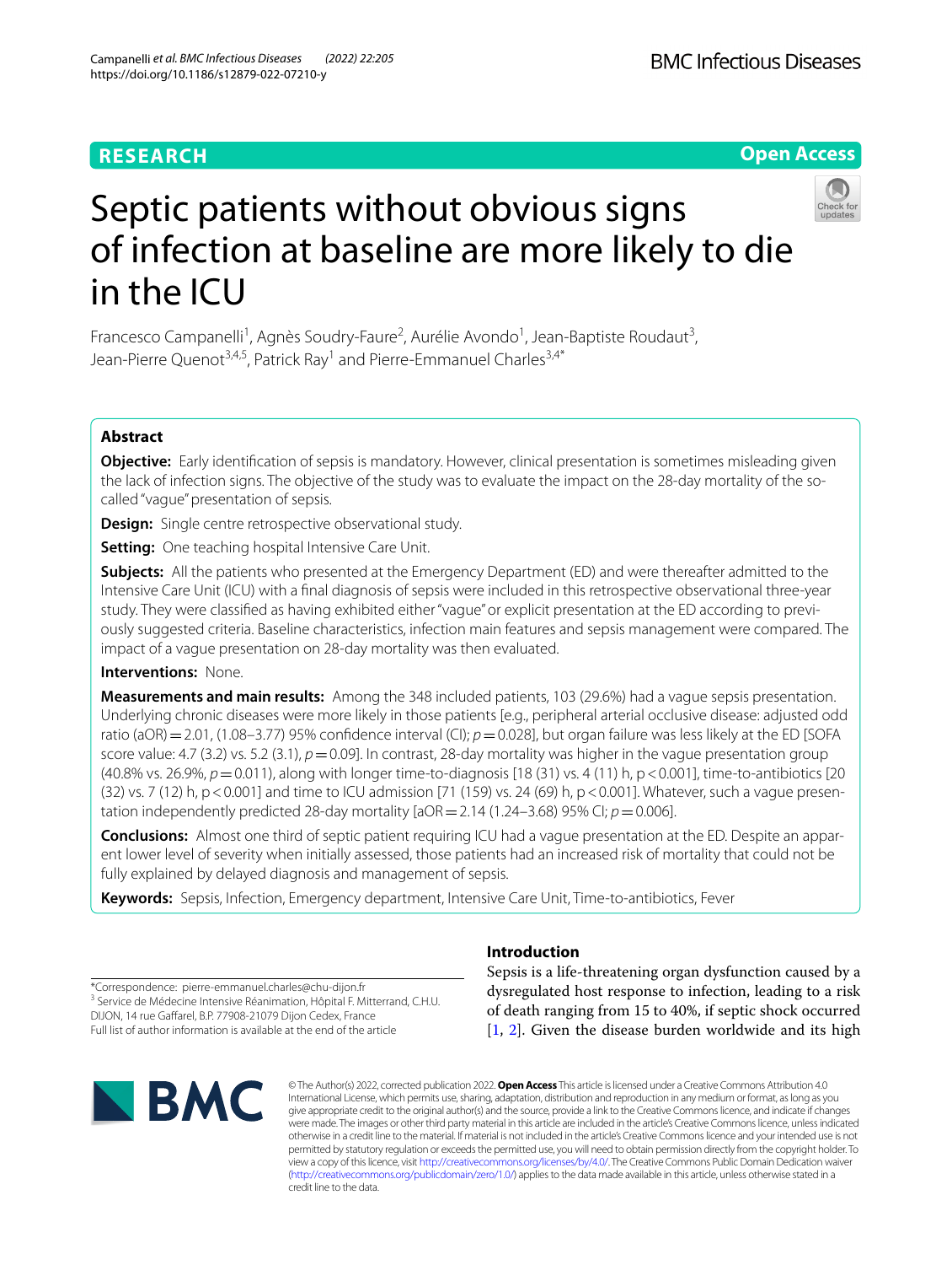RESEARCH

Open Access

# Septic patients without obvious signs of infection at baseline are more likely to die in the ICU

Francesco Campanelli[1], Agnès Soudry-Faure[2], Aurélie Avondo[1], Jean-Baptiste Roudaut[3], Jean-Pierre Quenot[3,4,5], Patrick Ray[1] and Pierre-Emmanuel Charles[3,4*]

## Abstract

**Objective:** Early identification of sepsis is mandatory. However, clinical presentation is sometimes misleading given the lack of infection signs. The objective of the study was to evaluate the impact on the 28-day mortality of the so-called "vague" presentation of sepsis.

**Design:** Single centre retrospective observational study.

**Setting:** One teaching hospital Intensive Care Unit.

**Subjects:** All the patients who presented at the Emergency Department (ED) and were thereafter admitted to the Intensive Care Unit (ICU) with a final diagnosis of sepsis were included in this retrospective observational three-year study. They were classified as having exhibited either "vague" or explicit presentation at the ED according to previously suggested criteria. Baseline characteristics, infection main features and sepsis management were compared. The impact of a vague presentation on 28-day mortality was then evaluated.

**Interventions:** None.

**Measurements and main results:** Among the 348 included patients, 103 (29.6%) had a vague sepsis presentation. Underlying chronic diseases were more likely in those patients [e.g., peripheral arterial occlusive disease: adjusted odd ratio (aOR) = 2.01, (1.08–3.77) 95% confidence interval (CI); $p = 0.028$], but organ failure was less likely at the ED [SOFA score value: 4.7 (3.2) vs. 5.2 (3.1), $p = 0.09$]. In contrast, 28-day mortality was higher in the vague presentation group (40.8% vs. 26.9%, $p = 0.011$), along with longer time-to-diagnosis [18 (31) vs. 4 (11) h, $p < 0.001$], time-to-antibiotics [20 (32) vs. 7 (12) h, $p < 0.001$] and time to ICU admission [71 (159) vs. 24 (69) h, $p < 0.001$]. Whatever, such a vague presentation independently predicted 28-day mortality [aOR = 2.14 (1.24–3.68) 95% CI; $p = 0.006$].

**Conclusions:** Almost one third of septic patient requiring ICU had a vague presentation at the ED. Despite an apparent lower level of severity when initially assessed, those patients had an increased risk of mortality that could not be fully explained by delayed diagnosis and management of sepsis.

**Keywords:** Sepsis, Infection, Emergency department, Intensive Care Unit, Time-to-antibiotics, Fever

*Correspondence: pierre-emmanuel.charles@chu-dijon.fr
[3] Service de Médecine Intensive Réanimation, Hôpital F. Mitterrand, C.H.U. DIJON, 14 rue Gaffarel, B.P. 77908-21079 Dijon Cedex, France
Full list of author information is available at the end of the article

## Introduction

Sepsis is a life-threatening organ dysfunction caused by a dysregulated host response to infection, leading to a risk of death ranging from 15 to 40%, if septic shock occurred [1, 2]. Given the disease burden worldwide and its high

© The Author(s) 2022, corrected publication 2022. **Open Access** This article is licensed under a Creative Commons Attribution 4.0 International License, which permits use, sharing, adaptation, distribution and reproduction in any medium or format, as long as you give appropriate credit to the original author(s) and the source, provide a link to the Creative Commons licence, and indicate if changes were made. The images or other third party material in this article are included in the article's Creative Commons licence, unless indicated otherwise in a credit line to the material. If material is not included in the article's Creative Commons licence and your intended use is not permitted by statutory regulation or exceeds the permitted use, you will need to obtain permission directly from the copyright holder. To view a copy of this licence, visit http://creativecommons.org/licenses/by/4.0/. The Creative Commons Public Domain Dedication waiver (http://creativecommons.org/publicdomain/zero/1.0/) applies to the data made available in this article, unless otherwise stated in a credit line to the data.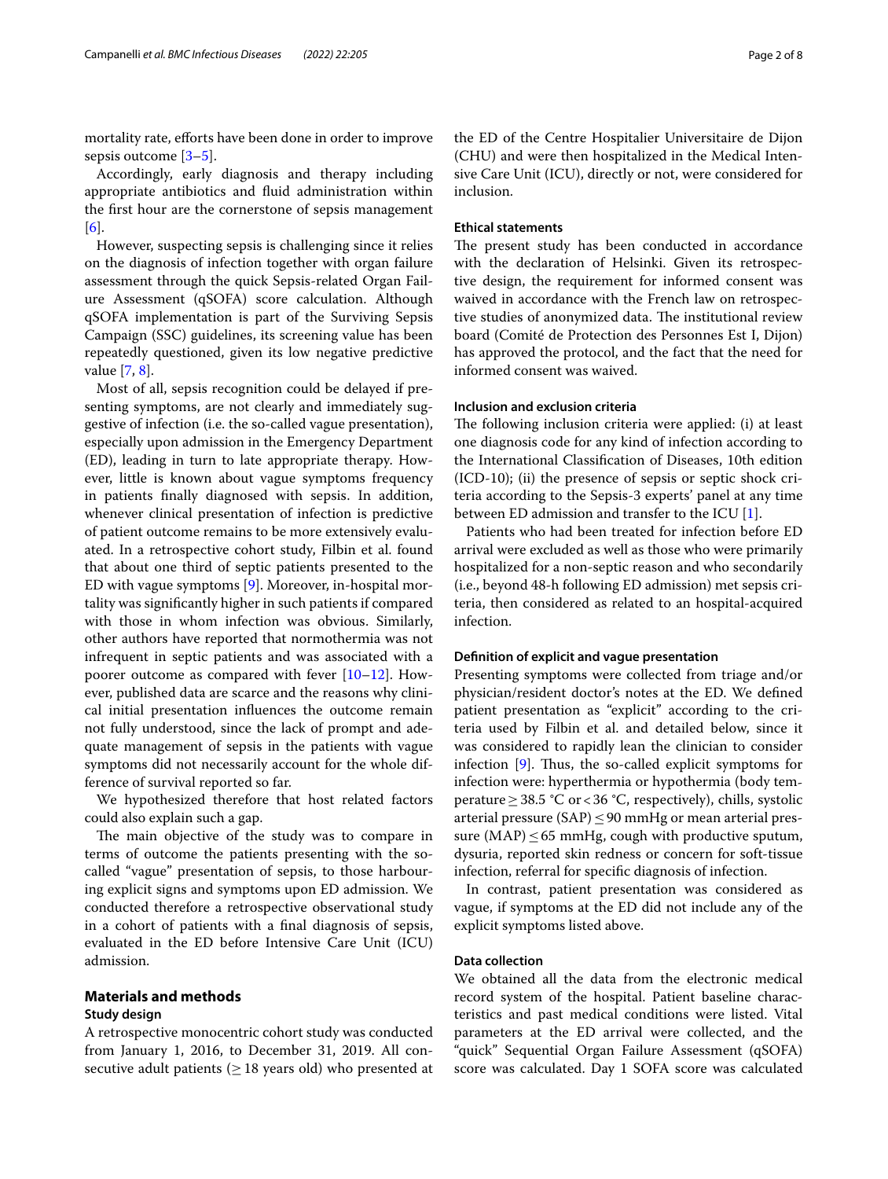mortality rate, efforts have been done in order to improve sepsis outcome [3–5].

Accordingly, early diagnosis and therapy including appropriate antibiotics and fluid administration within the first hour are the cornerstone of sepsis management [6].

However, suspecting sepsis is challenging since it relies on the diagnosis of infection together with organ failure assessment through the quick Sepsis-related Organ Failure Assessment (qSOFA) score calculation. Although qSOFA implementation is part of the Surviving Sepsis Campaign (SSC) guidelines, its screening value has been repeatedly questioned, given its low negative predictive value [7, 8].

Most of all, sepsis recognition could be delayed if presenting symptoms, are not clearly and immediately suggestive of infection (i.e. the so-called vague presentation), especially upon admission in the Emergency Department (ED), leading in turn to late appropriate therapy. However, little is known about vague symptoms frequency in patients finally diagnosed with sepsis. In addition, whenever clinical presentation of infection is predictive of patient outcome remains to be more extensively evaluated. In a retrospective cohort study, Filbin et al. found that about one third of septic patients presented to the ED with vague symptoms [9]. Moreover, in-hospital mortality was significantly higher in such patients if compared with those in whom infection was obvious. Similarly, other authors have reported that normothermia was not infrequent in septic patients and was associated with a poorer outcome as compared with fever [10–12]. However, published data are scarce and the reasons why clinical initial presentation influences the outcome remain not fully understood, since the lack of prompt and adequate management of sepsis in the patients with vague symptoms did not necessarily account for the whole difference of survival reported so far.

We hypothesized therefore that host related factors could also explain such a gap.

The main objective of the study was to compare in terms of outcome the patients presenting with the so-called "vague" presentation of sepsis, to those harbouring explicit signs and symptoms upon ED admission. We conducted therefore a retrospective observational study in a cohort of patients with a final diagnosis of sepsis, evaluated in the ED before Intensive Care Unit (ICU) admission.

## Materials and methods

### Study design

A retrospective monocentric cohort study was conducted from January 1, 2016, to December 31, 2019. All consecutive adult patients ($\geq$ 18 years old) who presented at the ED of the Centre Hospitalier Universitaire de Dijon (CHU) and were then hospitalized in the Medical Intensive Care Unit (ICU), directly or not, were considered for inclusion.

### Ethical statements

The present study has been conducted in accordance with the declaration of Helsinki. Given its retrospective design, the requirement for informed consent was waived in accordance with the French law on retrospective studies of anonymized data. The institutional review board (Comité de Protection des Personnes Est I, Dijon) has approved the protocol, and the fact that the need for informed consent was waived.

### Inclusion and exclusion criteria

The following inclusion criteria were applied: (i) at least one diagnosis code for any kind of infection according to the International Classification of Diseases, 10th edition (ICD-10); (ii) the presence of sepsis or septic shock criteria according to the Sepsis-3 experts' panel at any time between ED admission and transfer to the ICU [1].

Patients who had been treated for infection before ED arrival were excluded as well as those who were primarily hospitalized for a non-septic reason and who secondarily (i.e., beyond 48-h following ED admission) met sepsis criteria, then considered as related to an hospital-acquired infection.

### Definition of explicit and vague presentation

Presenting symptoms were collected from triage and/or physician/resident doctor's notes at the ED. We defined patient presentation as "explicit" according to the criteria used by Filbin et al. and detailed below, since it was considered to rapidly lean the clinician to consider infection [9]. Thus, the so-called explicit symptoms for infection were: hyperthermia or hypothermia (body temperature $\geq$ 38.5 °C or < 36 °C, respectively), chills, systolic arterial pressure (SAP) $\leq$ 90 mmHg or mean arterial pressure (MAP) $\leq$ 65 mmHg, cough with productive sputum, dysuria, reported skin redness or concern for soft-tissue infection, referral for specific diagnosis of infection.

In contrast, patient presentation was considered as vague, if symptoms at the ED did not include any of the explicit symptoms listed above.

### Data collection

We obtained all the data from the electronic medical record system of the hospital. Patient baseline characteristics and past medical conditions were listed. Vital parameters at the ED arrival were collected, and the "quick" Sequential Organ Failure Assessment (qSOFA) score was calculated. Day 1 SOFA score was calculated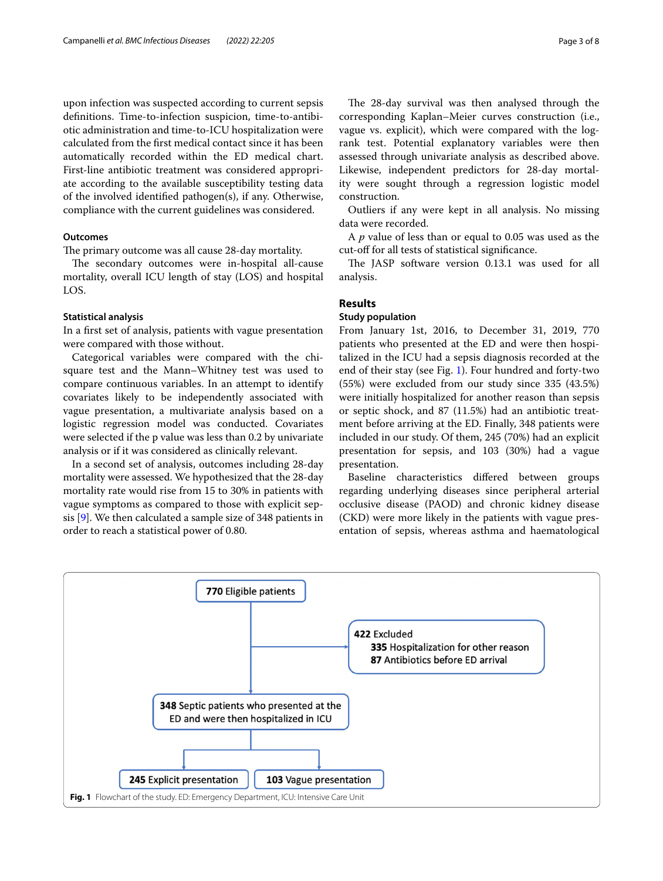upon infection was suspected according to current sepsis definitions. Time-to-infection suspicion, time-to-antibiotic administration and time-to-ICU hospitalization were calculated from the first medical contact since it has been automatically recorded within the ED medical chart. First-line antibiotic treatment was considered appropriate according to the available susceptibility testing data of the involved identified pathogen(s), if any. Otherwise, compliance with the current guidelines was considered.

### Outcomes

The primary outcome was all cause 28-day mortality.

The secondary outcomes were in-hospital all-cause mortality, overall ICU length of stay (LOS) and hospital LOS.

### Statistical analysis

In a first set of analysis, patients with vague presentation were compared with those without.

Categorical variables were compared with the chi-square test and the Mann–Whitney test was used to compare continuous variables. In an attempt to identify covariates likely to be independently associated with vague presentation, a multivariate analysis based on a logistic regression model was conducted. Covariates were selected if the p value was less than 0.2 by univariate analysis or if it was considered as clinically relevant.

In a second set of analysis, outcomes including 28-day mortality were assessed. We hypothesized that the 28-day mortality rate would rise from 15 to 30% in patients with vague symptoms as compared to those with explicit sepsis [9]. We then calculated a sample size of 348 patients in order to reach a statistical power of 0.80.

The 28-day survival was then analysed through the corresponding Kaplan–Meier curves construction (i.e., vague vs. explicit), which were compared with the log-rank test. Potential explanatory variables were then assessed through univariate analysis as described above. Likewise, independent predictors for 28-day mortality were sought through a regression logistic model construction.

Outliers if any were kept in all analysis. No missing data were recorded.

A *p* value of less than or equal to 0.05 was used as the cut-off for all tests of statistical significance.

The JASP software version 0.13.1 was used for all analysis.

## Results

### Study population

From January 1st, 2016, to December 31, 2019, 770 patients who presented at the ED and were then hospitalized in the ICU had a sepsis diagnosis recorded at the end of their stay (see Fig. 1). Four hundred and forty-two (55%) were excluded from our study since 335 (43.5%) were initially hospitalized for another reason than sepsis or septic shock, and 87 (11.5%) had an antibiotic treatment before arriving at the ED. Finally, 348 patients were included in our study. Of them, 245 (70%) had an explicit presentation for sepsis, and 103 (30%) had a vague presentation.

Baseline characteristics differed between groups regarding underlying diseases since peripheral arterial occlusive disease (PAOD) and chronic kidney disease (CKD) were more likely in the patients with vague presentation of sepsis, whereas asthma and haematological

**770** Eligible patients

**422** Excluded
- **335** Hospitalization for other reason
- **87** Antibiotics before ED arrival

**348** Septic patients who presented at the ED and were then hospitalized in ICU

**245** Explicit presentation | **103** Vague presentation

**Fig. 1** Flowchart of the study. ED: Emergency Department, ICU: Intensive Care Unit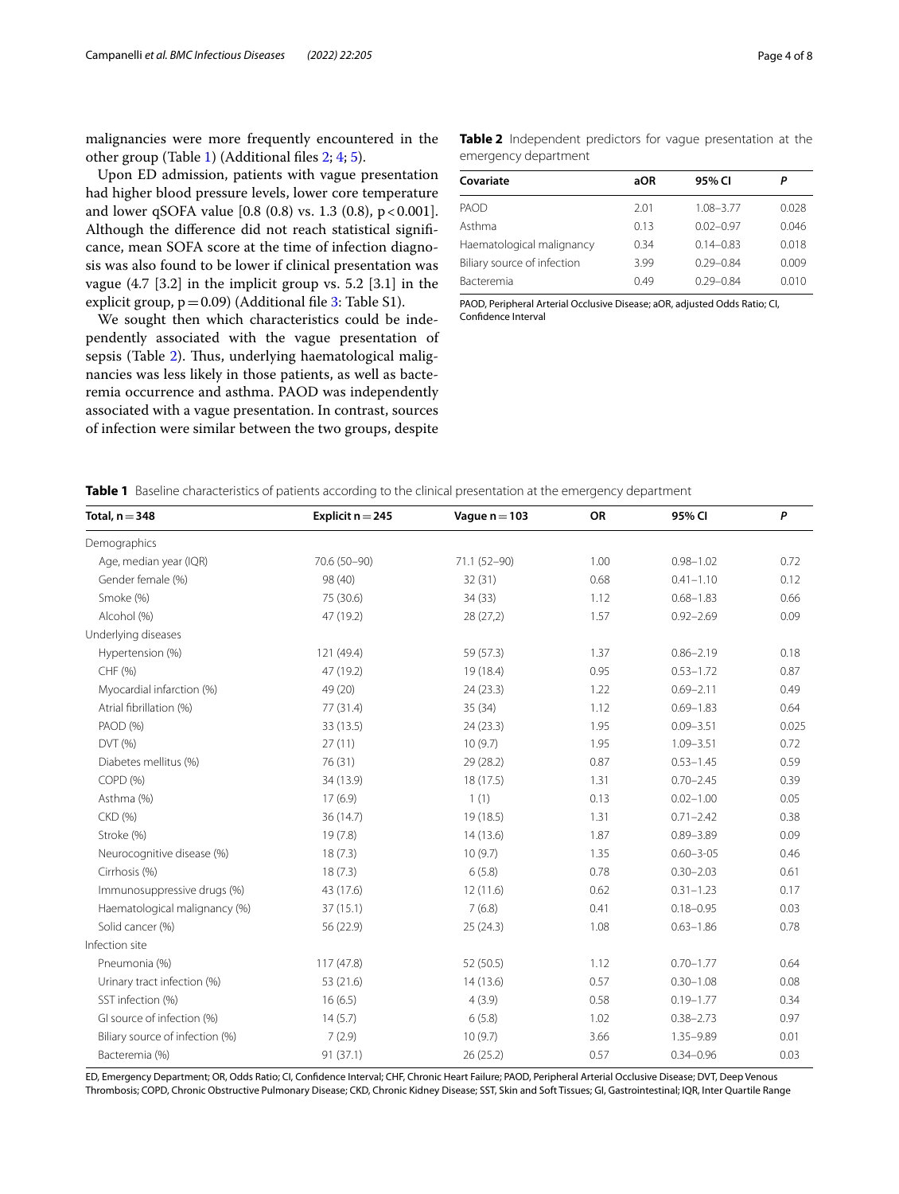malignancies were more frequently encountered in the other group (Table 1) (Additional files 2; 4; 5).

Upon ED admission, patients with vague presentation had higher blood pressure levels, lower core temperature and lower qSOFA value [0.8 (0.8) vs. 1.3 (0.8), $p < 0.001$]. Although the difference did not reach statistical significance, mean SOFA score at the time of infection diagnosis was also found to be lower if clinical presentation was vague (4.7 [3.2] in the implicit group vs. 5.2 [3.1] in the explicit group, $p = 0.09$) (Additional file 3: Table S1).

We sought then which characteristics could be independently associated with the vague presentation of sepsis (Table 2). Thus, underlying haematological malignancies was less likely in those patients, as well as bacteremia occurrence and asthma. PAOD was independently associated with a vague presentation. In contrast, sources of infection were similar between the two groups, despite

**Table 2** Independent predictors for vague presentation at the emergency department

| Covariate | aOR | 95% CI | P |
|---|---|---|---|
| PAOD | 2.01 | 1.08–3.77 | 0.028 |
| Asthma | 0.13 | 0.02–0.97 | 0.046 |
| Haematological malignancy | 0.34 | 0.14–0.83 | 0.018 |
| Biliary source of infection | 3.99 | 0.29–0.84 | 0.009 |
| Bacteremia | 0.49 | 0.29–0.84 | 0.010 |

PAOD, Peripheral Arterial Occlusive Disease; aOR, adjusted Odds Ratio; CI, Confidence Interval

**Table 1** Baseline characteristics of patients according to the clinical presentation at the emergency department

| Total, n = 348 | Explicit n = 245 | Vague n = 103 | OR | 95% CI | P |
|---|---|---|---|---|---|
| Demographics | | | | | |
| Age, median year (IQR) | 70.6 (50–90) | 71.1 (52–90) | 1.00 | 0.98–1.02 | 0.72 |
| Gender female (%) | 98 (40) | 32 (31) | 0.68 | 0.41–1.10 | 0.12 |
| Smoke (%) | 75 (30.6) | 34 (33) | 1.12 | 0.68–1.83 | 0.66 |
| Alcohol (%) | 47 (19.2) | 28 (27,2) | 1.57 | 0.92–2.69 | 0.09 |
| Underlying diseases | | | | | |
| Hypertension (%) | 121 (49.4) | 59 (57.3) | 1.37 | 0.86–2.19 | 0.18 |
| CHF (%) | 47 (19.2) | 19 (18.4) | 0.95 | 0.53–1.72 | 0.87 |
| Myocardial infarction (%) | 49 (20) | 24 (23.3) | 1.22 | 0.69–2.11 | 0.49 |
| Atrial fibrillation (%) | 77 (31.4) | 35 (34) | 1.12 | 0.69–1.83 | 0.64 |
| PAOD (%) | 33 (13.5) | 24 (23.3) | 1.95 | 0.09–3.51 | 0.025 |
| DVT (%) | 27 (11) | 10 (9.7) | 1.95 | 1.09–3.51 | 0.72 |
| Diabetes mellitus (%) | 76 (31) | 29 (28.2) | 0.87 | 0.53–1.45 | 0.59 |
| COPD (%) | 34 (13.9) | 18 (17.5) | 1.31 | 0.70–2.45 | 0.39 |
| Asthma (%) | 17 (6.9) | 1 (1) | 0.13 | 0.02–1.00 | 0.05 |
| CKD (%) | 36 (14.7) | 19 (18.5) | 1.31 | 0.71–2.42 | 0.38 |
| Stroke (%) | 19 (7.8) | 14 (13.6) | 1.87 | 0.89–3.89 | 0.09 |
| Neurocognitive disease (%) | 18 (7.3) | 10 (9.7) | 1.35 | 0.60–3-05 | 0.46 |
| Cirrhosis (%) | 18 (7.3) | 6 (5.8) | 0.78 | 0.30–2.03 | 0.61 |
| Immunosuppressive drugs (%) | 43 (17.6) | 12 (11.6) | 0.62 | 0.31–1.23 | 0.17 |
| Haematological malignancy (%) | 37 (15.1) | 7 (6.8) | 0.41 | 0.18–0.95 | 0.03 |
| Solid cancer (%) | 56 (22.9) | 25 (24.3) | 1.08 | 0.63–1.86 | 0.78 |
| Infection site | | | | | |
| Pneumonia (%) | 117 (47.8) | 52 (50.5) | 1.12 | 0.70–1.77 | 0.64 |
| Urinary tract infection (%) | 53 (21.6) | 14 (13.6) | 0.57 | 0.30–1.08 | 0.08 |
| SST infection (%) | 16 (6.5) | 4 (3.9) | 0.58 | 0.19–1.77 | 0.34 |
| GI source of infection (%) | 14 (5.7) | 6 (5.8) | 1.02 | 0.38–2.73 | 0.97 |
| Biliary source of infection (%) | 7 (2.9) | 10 (9.7) | 3.66 | 1.35–9.89 | 0.01 |
| Bacteremia (%) | 91 (37.1) | 26 (25.2) | 0.57 | 0.34–0.96 | 0.03 |

ED, Emergency Department; OR, Odds Ratio; CI, Confidence Interval; CHF, Chronic Heart Failure; PAOD, Peripheral Arterial Occlusive Disease; DVT, Deep Venous Thrombosis; COPD, Chronic Obstructive Pulmonary Disease; CKD, Chronic Kidney Disease; SST, Skin and Soft Tissues; GI, Gastrointestinal; IQR, Inter Quartile Range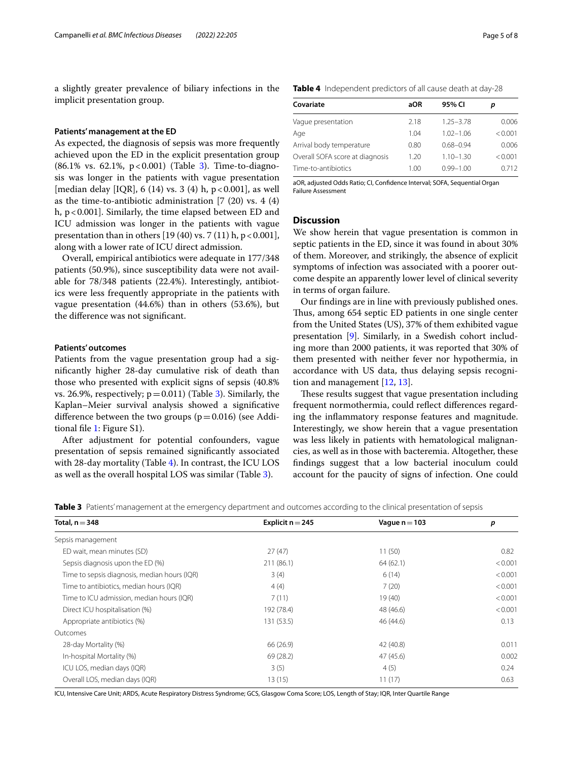a slightly greater prevalence of biliary infections in the implicit presentation group.

### Patients' management at the ED

As expected, the diagnosis of sepsis was more frequently achieved upon the ED in the explicit presentation group (86.1% vs. 62.1%, p < 0.001) (Table 3). Time-to-diagnosis was longer in the patients with vague presentation [median delay [IQR], 6 (14) vs. 3 (4) h, p < 0.001], as well as the time-to-antibiotic administration [7 (20) vs. 4 (4) h, p < 0.001]. Similarly, the time elapsed between ED and ICU admission was longer in the patients with vague presentation than in others [19 (40) vs. 7 (11) h, p < 0.001], along with a lower rate of ICU direct admission.

Overall, empirical antibiotics were adequate in 177/348 patients (50.9%), since susceptibility data were not available for 78/348 patients (22.4%). Interestingly, antibiotics were less frequently appropriate in the patients with vague presentation (44.6%) than in others (53.6%), but the difference was not significant.

### Patients' outcomes

Patients from the vague presentation group had a significantly higher 28-day cumulative risk of death than those who presented with explicit signs of sepsis (40.8% vs. 26.9%, respectively; p = 0.011) (Table 3). Similarly, the Kaplan–Meier survival analysis showed a significative difference between the two groups (p = 0.016) (see Additional file 1: Figure S1).

After adjustment for potential confounders, vague presentation of sepsis remained significantly associated with 28-day mortality (Table 4). In contrast, the ICU LOS as well as the overall hospital LOS was similar (Table 3).

**Table 4** Independent predictors of all cause death at day-28

| Covariate | aOR | 95% CI | p |
|---|---|---|---|
| Vague presentation | 2.18 | 1.25–3.78 | 0.006 |
| Age | 1.04 | 1.02–1.06 | < 0.001 |
| Arrival body temperature | 0.80 | 0.68–0.94 | 0.006 |
| Overall SOFA score at diagnosis | 1.20 | 1.10–1.30 | < 0.001 |
| Time-to-antibiotics | 1.00 | 0.99–1.00 | 0.712 |

aOR, adjusted Odds Ratio; CI, Confidence Interval; SOFA, Sequential Organ Failure Assessment

## Discussion

We show herein that vague presentation is common in septic patients in the ED, since it was found in about 30% of them. Moreover, and strikingly, the absence of explicit symptoms of infection was associated with a poorer outcome despite an apparently lower level of clinical severity in terms of organ failure.

Our findings are in line with previously published ones. Thus, among 654 septic ED patients in one single center from the United States (US), 37% of them exhibited vague presentation [9]. Similarly, in a Swedish cohort including more than 2000 patients, it was reported that 30% of them presented with neither fever nor hypothermia, in accordance with US data, thus delaying sepsis recognition and management [12, 13].

These results suggest that vague presentation including frequent normothermia, could reflect differences regarding the inflammatory response features and magnitude. Interestingly, we show herein that a vague presentation was less likely in patients with hematological malignancies, as well as in those with bacteremia. Altogether, these findings suggest that a low bacterial inoculum could account for the paucity of signs of infection. One could

**Table 3** Patients' management at the emergency department and outcomes according to the clinical presentation of sepsis

| Total, n = 348 | Explicit n = 245 | Vague n = 103 | p |
|---|---|---|---|
| Sepsis management | | | |
| ED wait, mean minutes (SD) | 27 (47) | 11 (50) | 0.82 |
| Sepsis diagnosis upon the ED (%) | 211 (86.1) | 64 (62.1) | < 0.001 |
| Time to sepsis diagnosis, median hours (IQR) | 3 (4) | 6 (14) | < 0.001 |
| Time to antibiotics, median hours (IQR) | 4 (4) | 7 (20) | < 0.001 |
| Time to ICU admission, median hours (IQR) | 7 (11) | 19 (40) | < 0.001 |
| Direct ICU hospitalisation (%) | 192 (78.4) | 48 (46.6) | < 0.001 |
| Appropriate antibiotics (%) | 131 (53.5) | 46 (44.6) | 0.13 |
| Outcomes | | | |
| 28-day Mortality (%) | 66 (26.9) | 42 (40.8) | 0.011 |
| In-hospital Mortality (%) | 69 (28.2) | 47 (45.6) | 0.002 |
| ICU LOS, median days (IQR) | 3 (5) | 4 (5) | 0.24 |
| Overall LOS, median days (IQR) | 13 (15) | 11 (17) | 0.63 |

ICU, Intensive Care Unit; ARDS, Acute Respiratory Distress Syndrome; GCS, Glasgow Coma Score; LOS, Length of Stay; IQR, Inter Quartile Range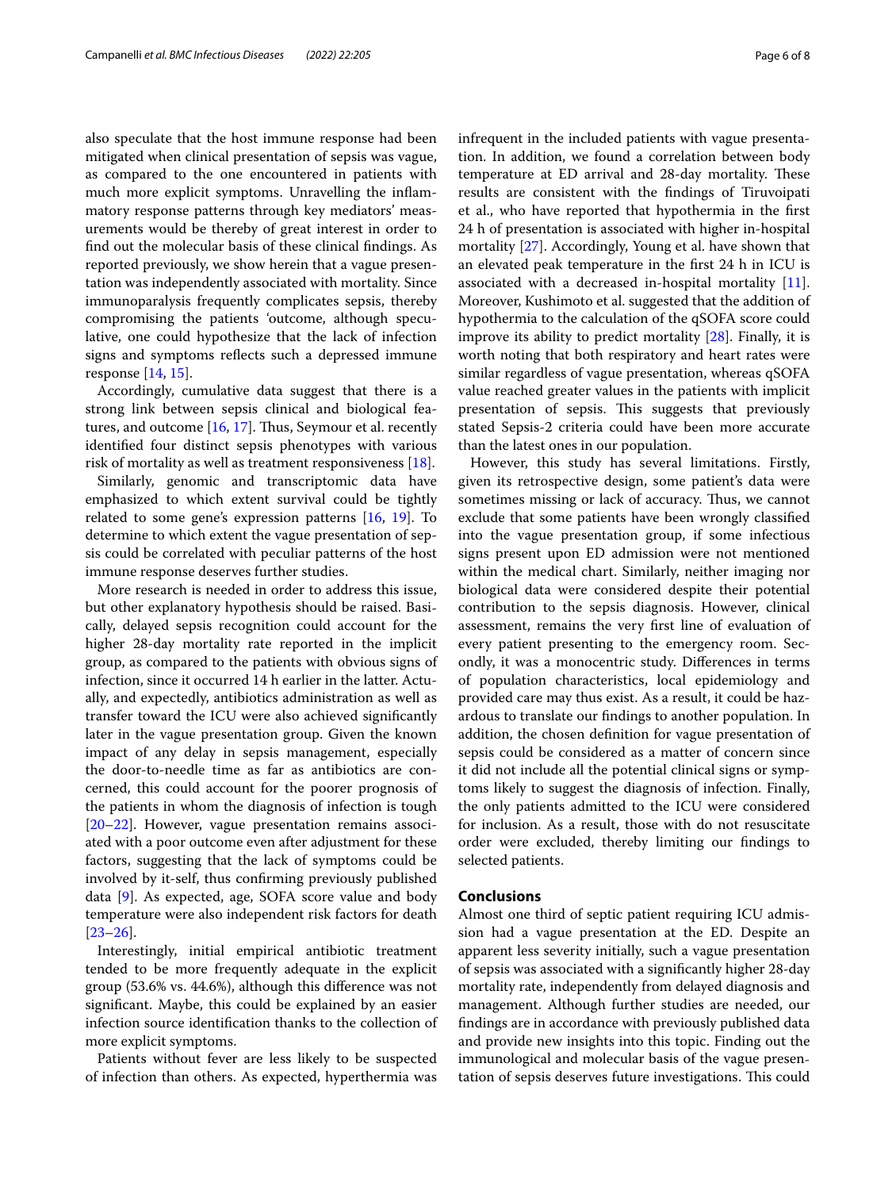also speculate that the host immune response had been mitigated when clinical presentation of sepsis was vague, as compared to the one encountered in patients with much more explicit symptoms. Unravelling the inflammatory response patterns through key mediators' measurements would be thereby of great interest in order to find out the molecular basis of these clinical findings. As reported previously, we show herein that a vague presentation was independently associated with mortality. Since immunoparalysis frequently complicates sepsis, thereby compromising the patients 'outcome, although speculative, one could hypothesize that the lack of infection signs and symptoms reflects such a depressed immune response [14, 15].

Accordingly, cumulative data suggest that there is a strong link between sepsis clinical and biological features, and outcome [16, 17]. Thus, Seymour et al. recently identified four distinct sepsis phenotypes with various risk of mortality as well as treatment responsiveness [18].

Similarly, genomic and transcriptomic data have emphasized to which extent survival could be tightly related to some gene's expression patterns [16, 19]. To determine to which extent the vague presentation of sepsis could be correlated with peculiar patterns of the host immune response deserves further studies.

More research is needed in order to address this issue, but other explanatory hypothesis should be raised. Basically, delayed sepsis recognition could account for the higher 28-day mortality rate reported in the implicit group, as compared to the patients with obvious signs of infection, since it occurred 14 h earlier in the latter. Actually, and expectedly, antibiotics administration as well as transfer toward the ICU were also achieved significantly later in the vague presentation group. Given the known impact of any delay in sepsis management, especially the door-to-needle time as far as antibiotics are concerned, this could account for the poorer prognosis of the patients in whom the diagnosis of infection is tough [20–22]. However, vague presentation remains associated with a poor outcome even after adjustment for these factors, suggesting that the lack of symptoms could be involved by it-self, thus confirming previously published data [9]. As expected, age, SOFA score value and body temperature were also independent risk factors for death [23–26].

Interestingly, initial empirical antibiotic treatment tended to be more frequently adequate in the explicit group (53.6% vs. 44.6%), although this difference was not significant. Maybe, this could be explained by an easier infection source identification thanks to the collection of more explicit symptoms.

Patients without fever are less likely to be suspected of infection than others. As expected, hyperthermia was infrequent in the included patients with vague presentation. In addition, we found a correlation between body temperature at ED arrival and 28-day mortality. These results are consistent with the findings of Tiruvoipati et al., who have reported that hypothermia in the first 24 h of presentation is associated with higher in-hospital mortality [27]. Accordingly, Young et al. have shown that an elevated peak temperature in the first 24 h in ICU is associated with a decreased in-hospital mortality [11]. Moreover, Kushimoto et al. suggested that the addition of hypothermia to the calculation of the qSOFA score could improve its ability to predict mortality [28]. Finally, it is worth noting that both respiratory and heart rates were similar regardless of vague presentation, whereas qSOFA value reached greater values in the patients with implicit presentation of sepsis. This suggests that previously stated Sepsis-2 criteria could have been more accurate than the latest ones in our population.

However, this study has several limitations. Firstly, given its retrospective design, some patient's data were sometimes missing or lack of accuracy. Thus, we cannot exclude that some patients have been wrongly classified into the vague presentation group, if some infectious signs present upon ED admission were not mentioned within the medical chart. Similarly, neither imaging nor biological data were considered despite their potential contribution to the sepsis diagnosis. However, clinical assessment, remains the very first line of evaluation of every patient presenting to the emergency room. Secondly, it was a monocentric study. Differences in terms of population characteristics, local epidemiology and provided care may thus exist. As a result, it could be hazardous to translate our findings to another population. In addition, the chosen definition for vague presentation of sepsis could be considered as a matter of concern since it did not include all the potential clinical signs or symptoms likely to suggest the diagnosis of infection. Finally, the only patients admitted to the ICU were considered for inclusion. As a result, those with do not resuscitate order were excluded, thereby limiting our findings to selected patients.

## Conclusions

Almost one third of septic patient requiring ICU admission had a vague presentation at the ED. Despite an apparent less severity initially, such a vague presentation of sepsis was associated with a significantly higher 28-day mortality rate, independently from delayed diagnosis and management. Although further studies are needed, our findings are in accordance with previously published data and provide new insights into this topic. Finding out the immunological and molecular basis of the vague presentation of sepsis deserves future investigations. This could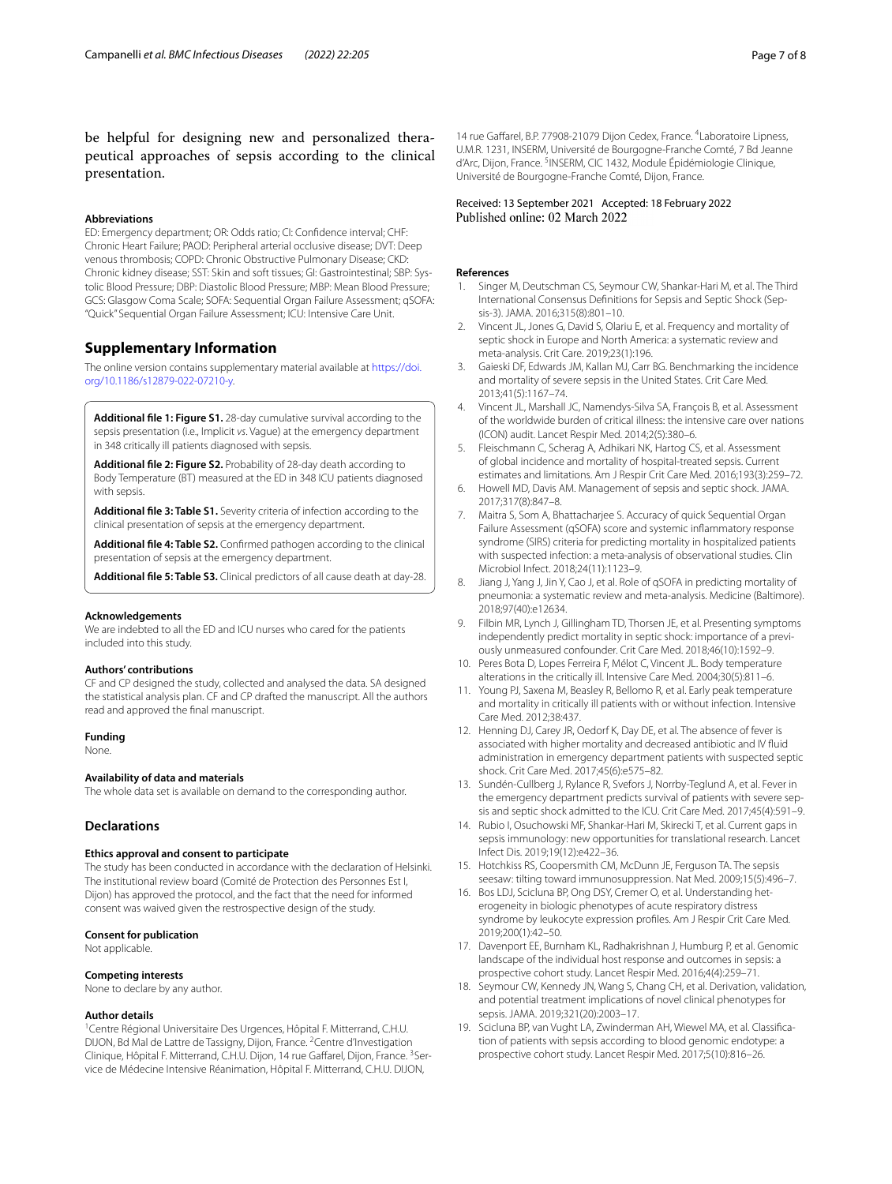be helpful for designing new and personalized therapeutical approaches of sepsis according to the clinical presentation.

#### Abbreviations

ED: Emergency department; OR: Odds ratio; CI: Confidence interval; CHF: Chronic Heart Failure; PAOD: Peripheral arterial occlusive disease; DVT: Deep venous thrombosis; COPD: Chronic Obstructive Pulmonary Disease; CKD: Chronic kidney disease; SST: Skin and soft tissues; GI: Gastrointestinal; SBP: Systolic Blood Pressure; DBP: Diastolic Blood Pressure; MBP: Mean Blood Pressure; GCS: Glasgow Coma Scale; SOFA: Sequential Organ Failure Assessment; qSOFA: "Quick" Sequential Organ Failure Assessment; ICU: Intensive Care Unit.

## Supplementary Information

The online version contains supplementary material available at https://doi.org/10.1186/s12879-022-07210-y.

**Additional file 1: Figure S1.** 28-day cumulative survival according to the sepsis presentation (i.e., Implicit *vs*. Vague) at the emergency department in 348 critically ill patients diagnosed with sepsis.

**Additional file 2: Figure S2.** Probability of 28-day death according to Body Temperature (BT) measured at the ED in 348 ICU patients diagnosed with sepsis.

**Additional file 3: Table S1.** Severity criteria of infection according to the clinical presentation of sepsis at the emergency department.

**Additional file 4: Table S2.** Confirmed pathogen according to the clinical presentation of sepsis at the emergency department.

**Additional file 5: Table S3.** Clinical predictors of all cause death at day-28.

#### Acknowledgements

We are indebted to all the ED and ICU nurses who cared for the patients included into this study.

#### Authors' contributions

CF and CP designed the study, collected and analysed the data. SA designed the statistical analysis plan. CF and CP drafted the manuscript. All the authors read and approved the final manuscript.

#### Funding

None.

#### Availability of data and materials

The whole data set is available on demand to the corresponding author.

## Declarations

#### Ethics approval and consent to participate

The study has been conducted in accordance with the declaration of Helsinki. The institutional review board (Comité de Protection des Personnes Est I, Dijon) has approved the protocol, and the fact that the need for informed consent was waived given the restrospective design of the study.

#### Consent for publication

Not applicable.

#### Competing interests

None to declare by any author.

#### Author details

[1]Centre Régional Universitaire Des Urgences, Hôpital F. Mitterrand, C.H.U. DIJON, Bd Mal de Lattre de Tassigny, Dijon, France. [2]Centre d'Investigation Clinique, Hôpital F. Mitterrand, C.H.U. Dijon, 14 rue Gaffarel, Dijon, France. [3]Service de Médecine Intensive Réanimation, Hôpital F. Mitterrand, C.H.U. DIJON, 14 rue Gaffarel, B.P. 77908-21079 Dijon Cedex, France. [4]Laboratoire Lipness, U.M.R. 1231, INSERM, Université de Bourgogne-Franche Comté, 7 Bd Jeanne d'Arc, Dijon, France. [5]INSERM, CIC 1432, Module Épidémiologie Clinique, Université de Bourgogne-Franche Comté, Dijon, France.

Received: 13 September 2021 Accepted: 18 February 2022
Published online: 02 March 2022

#### References

1. Singer M, Deutschman CS, Seymour CW, Shankar-Hari M, et al. The Third International Consensus Definitions for Sepsis and Septic Shock (Sepsis-3). JAMA. 2016;315(8):801–10.
2. Vincent JL, Jones G, David S, Olariu E, et al. Frequency and mortality of septic shock in Europe and North America: a systematic review and meta-analysis. Crit Care. 2019;23(1):196.
3. Gaieski DF, Edwards JM, Kallan MJ, Carr BG. Benchmarking the incidence and mortality of severe sepsis in the United States. Crit Care Med. 2013;41(5):1167–74.
4. Vincent JL, Marshall JC, Namendys-Silva SA, François B, et al. Assessment of the worldwide burden of critical illness: the intensive care over nations (ICON) audit. Lancet Respir Med. 2014;2(5):380–6.
5. Fleischmann C, Scherag A, Adhikari NK, Hartog CS, et al. Assessment of global incidence and mortality of hospital-treated sepsis. Current estimates and limitations. Am J Respir Crit Care Med. 2016;193(3):259–72.
6. Howell MD, Davis AM. Management of sepsis and septic shock. JAMA. 2017;317(8):847–8.
7. Maitra S, Som A, Bhattacharjee S. Accuracy of quick Sequential Organ Failure Assessment (qSOFA) score and systemic inflammatory response syndrome (SIRS) criteria for predicting mortality in hospitalized patients with suspected infection: a meta-analysis of observational studies. Clin Microbiol Infect. 2018;24(11):1123–9.
8. Jiang J, Yang J, Jin Y, Cao J, et al. Role of qSOFA in predicting mortality of pneumonia: a systematic review and meta-analysis. Medicine (Baltimore). 2018;97(40):e12634.
9. Filbin MR, Lynch J, Gillingham TD, Thorsen JE, et al. Presenting symptoms independently predict mortality in septic shock: importance of a previously unmeasured confounder. Crit Care Med. 2018;46(10):1592–9.
10. Peres Bota D, Lopes Ferreira F, Mélot C, Vincent JL. Body temperature alterations in the critically ill. Intensive Care Med. 2004;30(5):811–6.
11. Young PJ, Saxena M, Beasley R, Bellomo R, et al. Early peak temperature and mortality in critically ill patients with or without infection. Intensive Care Med. 2012;38:437.
12. Henning DJ, Carey JR, Oedorf K, Day DE, et al. The absence of fever is associated with higher mortality and decreased antibiotic and IV fluid administration in emergency department patients with suspected septic shock. Crit Care Med. 2017;45(6):e575–82.
13. Sundén-Cullberg J, Rylance R, Svefors J, Norrby-Teglund A, et al. Fever in the emergency department predicts survival of patients with severe sepsis and septic shock admitted to the ICU. Crit Care Med. 2017;45(4):591–9.
14. Rubio I, Osuchowski MF, Shankar-Hari M, Skirecki T, et al. Current gaps in sepsis immunology: new opportunities for translational research. Lancet Infect Dis. 2019;19(12):e422–36.
15. Hotchkiss RS, Coopersmith CM, McDunn JE, Ferguson TA. The sepsis seesaw: tilting toward immunosuppression. Nat Med. 2009;15(5):496–7.
16. Bos LDJ, Scicluna BP, Ong DSY, Cremer O, et al. Understanding heterogeneity in biologic phenotypes of acute respiratory distress syndrome by leukocyte expression profiles. Am J Respir Crit Care Med. 2019;200(1):42–50.
17. Davenport EE, Burnham KL, Radhakrishnan J, Humburg P, et al. Genomic landscape of the individual host response and outcomes in sepsis: a prospective cohort study. Lancet Respir Med. 2016;4(4):259–71.
18. Seymour CW, Kennedy JN, Wang S, Chang CH, et al. Derivation, validation, and potential treatment implications of novel clinical phenotypes for sepsis. JAMA. 2019;321(20):2003–17.
19. Scicluna BP, van Vught LA, Zwinderman AH, Wiewel MA, et al. Classification of patients with sepsis according to blood genomic endotype: a prospective cohort study. Lancet Respir Med. 2017;5(10):816–26.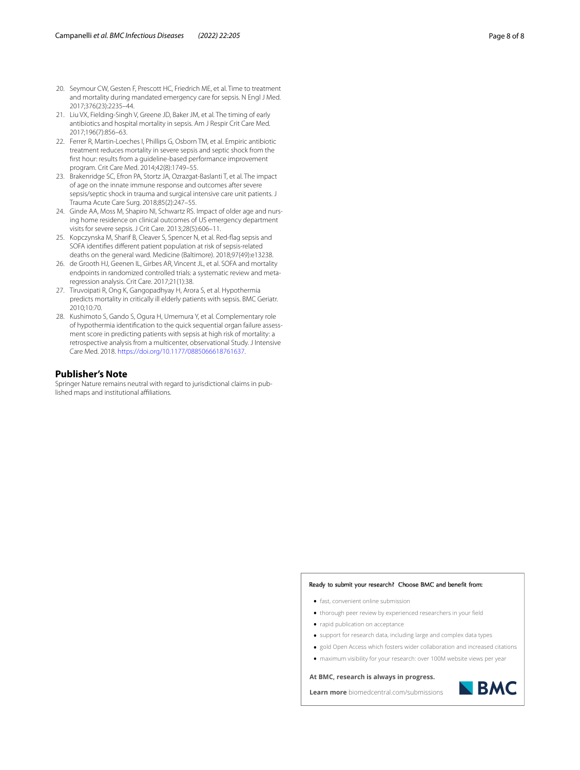20. Seymour CW, Gesten F, Prescott HC, Friedrich ME, et al. Time to treatment and mortality during mandated emergency care for sepsis. N Engl J Med. 2017;376(23):2235–44.
21. Liu VX, Fielding-Singh V, Greene JD, Baker JM, et al. The timing of early antibiotics and hospital mortality in sepsis. Am J Respir Crit Care Med. 2017;196(7):856–63.
22. Ferrer R, Martin-Loeches I, Phillips G, Osborn TM, et al. Empiric antibiotic treatment reduces mortality in severe sepsis and septic shock from the first hour: results from a guideline-based performance improvement program. Crit Care Med. 2014;42(8):1749–55.
23. Brakenridge SC, Efron PA, Stortz JA, Ozrazgat-Baslanti T, et al. The impact of age on the innate immune response and outcomes after severe sepsis/septic shock in trauma and surgical intensive care unit patients. J Trauma Acute Care Surg. 2018;85(2):247–55.
24. Ginde AA, Moss M, Shapiro NI, Schwartz RS. Impact of older age and nursing home residence on clinical outcomes of US emergency department visits for severe sepsis. J Crit Care. 2013;28(5):606–11.
25. Kopczynska M, Sharif B, Cleaver S, Spencer N, et al. Red-flag sepsis and SOFA identifies different patient population at risk of sepsis-related deaths on the general ward. Medicine (Baltimore). 2018;97(49):e13238.
26. de Grooth HJ, Geenen IL, Girbes AR, Vincent JL, et al. SOFA and mortality endpoints in randomized controlled trials: a systematic review and meta-regression analysis. Crit Care. 2017;21(1):38.
27. Tiruvoipati R, Ong K, Gangopadhyay H, Arora S, et al. Hypothermia predicts mortality in critically ill elderly patients with sepsis. BMC Geriatr. 2010;10:70.
28. Kushimoto S, Gando S, Ogura H, Umemura Y, et al. Complementary role of hypothermia identification to the quick sequential organ failure assessment score in predicting patients with sepsis at high risk of mortality: a retrospective analysis from a multicenter, observational Study. J Intensive Care Med. 2018. https://doi.org/10.1177/0885066618761637.

## Publisher's Note

Springer Nature remains neutral with regard to jurisdictional claims in published maps and institutional affiliations.

Ready to submit your research? Choose BMC and benefit from:

- fast, convenient online submission
- thorough peer review by experienced researchers in your field
- rapid publication on acceptance
- support for research data, including large and complex data types
- gold Open Access which fosters wider collaboration and increased citations
- maximum visibility for your research: over 100M website views per year

**At BMC, research is always in progress.**

**Learn more** biomedcentral.com/submissions

BMC